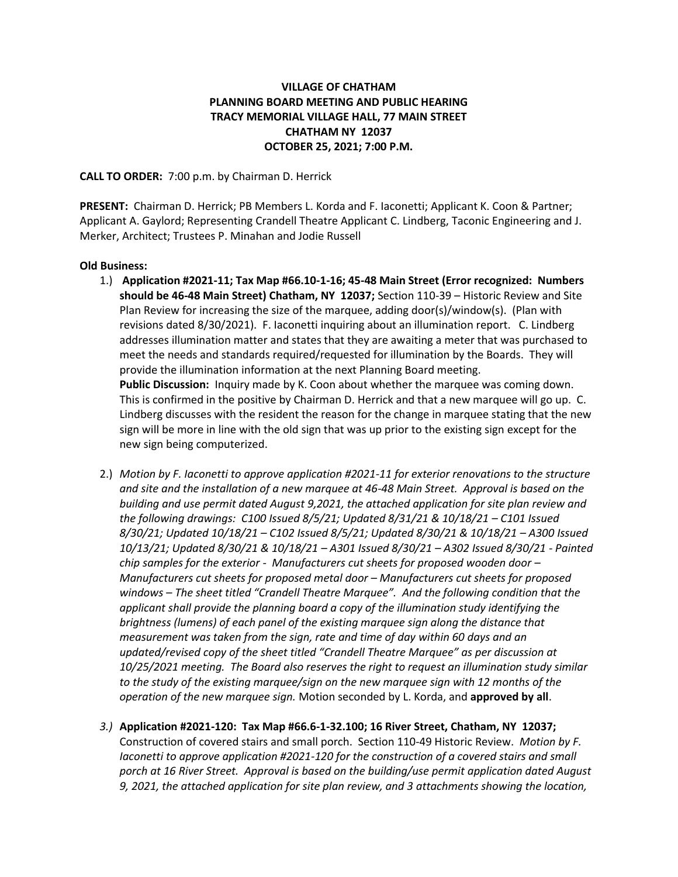**VILLAGE OF CHATHAM**
**PLANNING BOARD MEETING AND PUBLIC HEARING**
**TRACY MEMORIAL VILLAGE HALL, 77 MAIN STREET**
**CHATHAM NY 12037**
**OCTOBER 25, 2021; 7:00 P.M.**

**CALL TO ORDER:** 7:00 p.m. by Chairman D. Herrick

**PRESENT:** Chairman D. Herrick; PB Members L. Korda and F. Iaconetti; Applicant K. Coon & Partner; Applicant A. Gaylord; Representing Crandell Theatre Applicant C. Lindberg, Taconic Engineering and J. Merker, Architect; Trustees P. Minahan and Jodie Russell

**Old Business:**

1.) **Application #2021-11; Tax Map #66.10-1-16; 45-48 Main Street (Error recognized: Numbers should be 46-48 Main Street) Chatham, NY 12037;** Section 110-39 – Historic Review and Site Plan Review for increasing the size of the marquee, adding door(s)/window(s). (Plan with revisions dated 8/30/2021). F. Iaconetti inquiring about an illumination report. C. Lindberg addresses illumination matter and states that they are awaiting a meter that was purchased to meet the needs and standards required/requested for illumination by the Boards. They will provide the illumination information at the next Planning Board meeting.
**Public Discussion:** Inquiry made by K. Coon about whether the marquee was coming down. This is confirmed in the positive by Chairman D. Herrick and that a new marquee will go up. C. Lindberg discusses with the resident the reason for the change in marquee stating that the new sign will be more in line with the old sign that was up prior to the existing sign except for the new sign being computerized.

2.) *Motion by F. Iaconetti to approve application #2021-11 for exterior renovations to the structure and site and the installation of a new marquee at 46-48 Main Street. Approval is based on the building and use permit dated August 9,2021, the attached application for site plan review and the following drawings: C100 Issued 8/5/21; Updated 8/31/21 & 10/18/21 – C101 Issued 8/30/21; Updated 10/18/21 – C102 Issued 8/5/21; Updated 8/30/21 & 10/18/21 – A300 Issued 10/13/21; Updated 8/30/21 & 10/18/21 – A301 Issued 8/30/21 – A302 Issued 8/30/21 - Painted chip samples for the exterior - Manufacturers cut sheets for proposed wooden door – Manufacturers cut sheets for proposed metal door – Manufacturers cut sheets for proposed windows – The sheet titled "Crandell Theatre Marquee". And the following condition that the applicant shall provide the planning board a copy of the illumination study identifying the brightness (lumens) of each panel of the existing marquee sign along the distance that measurement was taken from the sign, rate and time of day within 60 days and an updated/revised copy of the sheet titled "Crandell Theatre Marquee" as per discussion at 10/25/2021 meeting. The Board also reserves the right to request an illumination study similar to the study of the existing marquee/sign on the new marquee sign with 12 months of the operation of the new marquee sign.* Motion seconded by L. Korda, and **approved by all**.

3.) **Application #2021-120: Tax Map #66.6-1-32.100; 16 River Street, Chatham, NY 12037;** Construction of covered stairs and small porch. Section 110-49 Historic Review. *Motion by F. Iaconetti to approve application #2021-120 for the construction of a covered stairs and small porch at 16 River Street. Approval is based on the building/use permit application dated August 9, 2021, the attached application for site plan review, and 3 attachments showing the location,*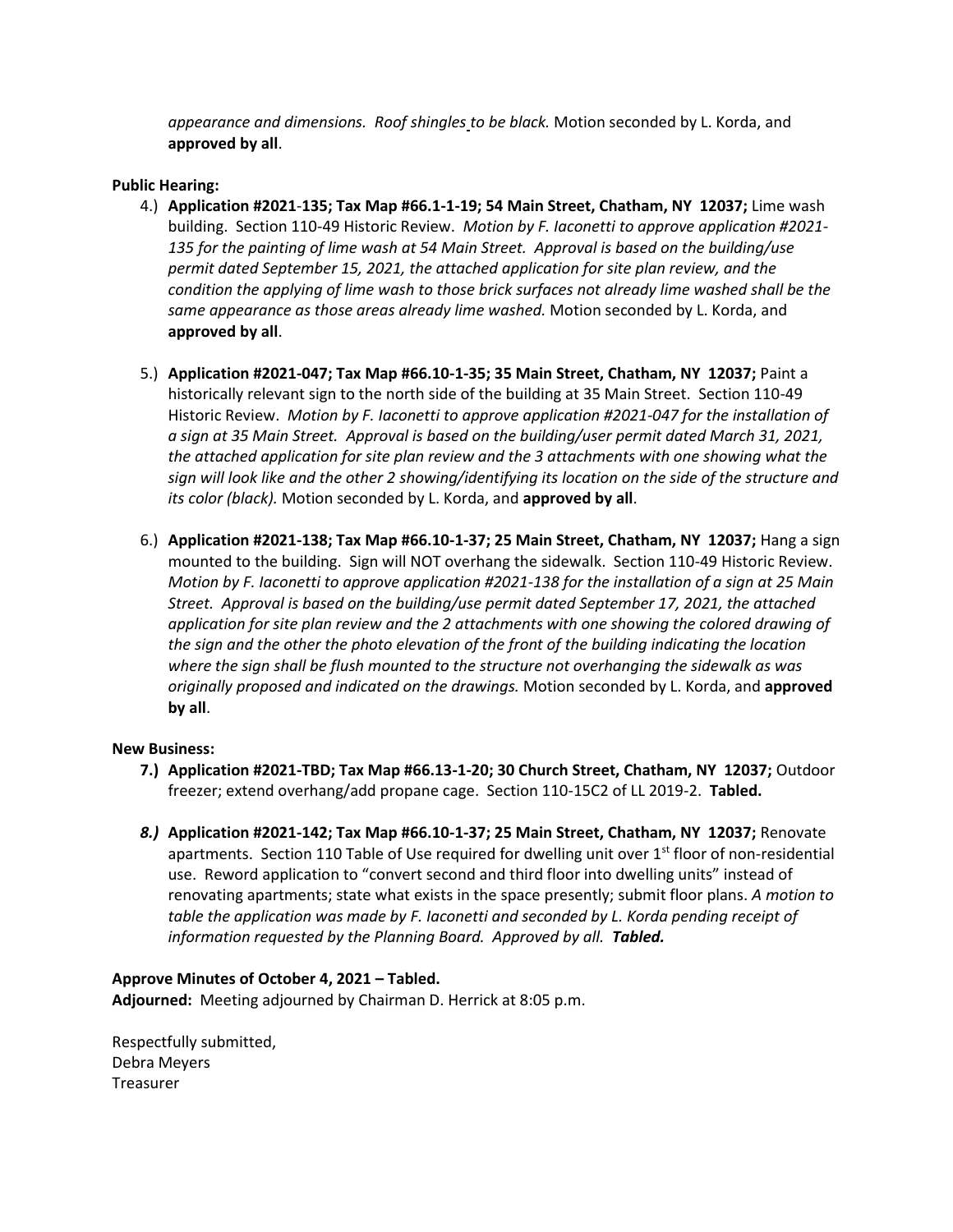*appearance and dimensions. Roof shingles to be black.* Motion seconded by L. Korda, and **approved by all**.

**Public Hearing:**

4.) **Application #2021-135; Tax Map #66.1-1-19; 54 Main Street, Chatham, NY 12037;** Lime wash building. Section 110-49 Historic Review. *Motion by F. Iaconetti to approve application #2021-135 for the painting of lime wash at 54 Main Street. Approval is based on the building/use permit dated September 15, 2021, the attached application for site plan review, and the condition the applying of lime wash to those brick surfaces not already lime washed shall be the same appearance as those areas already lime washed.* Motion seconded by L. Korda, and **approved by all**.

5.) **Application #2021-047; Tax Map #66.10-1-35; 35 Main Street, Chatham, NY 12037;** Paint a historically relevant sign to the north side of the building at 35 Main Street. Section 110-49 Historic Review. *Motion by F. Iaconetti to approve application #2021-047 for the installation of a sign at 35 Main Street. Approval is based on the building/user permit dated March 31, 2021, the attached application for site plan review and the 3 attachments with one showing what the sign will look like and the other 2 showing/identifying its location on the side of the structure and its color (black).* Motion seconded by L. Korda, and **approved by all**.

6.) **Application #2021-138; Tax Map #66.10-1-37; 25 Main Street, Chatham, NY 12037;** Hang a sign mounted to the building. Sign will NOT overhang the sidewalk. Section 110-49 Historic Review. *Motion by F. Iaconetti to approve application #2021-138 for the installation of a sign at 25 Main Street. Approval is based on the building/use permit dated September 17, 2021, the attached application for site plan review and the 2 attachments with one showing the colored drawing of the sign and the other the photo elevation of the front of the building indicating the location where the sign shall be flush mounted to the structure not overhanging the sidewalk as was originally proposed and indicated on the drawings.* Motion seconded by L. Korda, and **approved by all**.

**New Business:**

**7.) Application #2021-TBD; Tax Map #66.13-1-20; 30 Church Street, Chatham, NY 12037;** Outdoor freezer; extend overhang/add propane cage. Section 110-15C2 of LL 2019-2. **Tabled.**

***8.)*** **Application #2021-142; Tax Map #66.10-1-37; 25 Main Street, Chatham, NY 12037;** Renovate apartments. Section 110 Table of Use required for dwelling unit over 1st floor of non-residential use. Reword application to "convert second and third floor into dwelling units" instead of renovating apartments; state what exists in the space presently; submit floor plans. *A motion to table the application was made by F. Iaconetti and seconded by L. Korda pending receipt of information requested by the Planning Board. Approved by all.* ***Tabled.***

**Approve Minutes of October 4, 2021 – Tabled.**
**Adjourned:** Meeting adjourned by Chairman D. Herrick at 8:05 p.m.

Respectfully submitted,
Debra Meyers
Treasurer